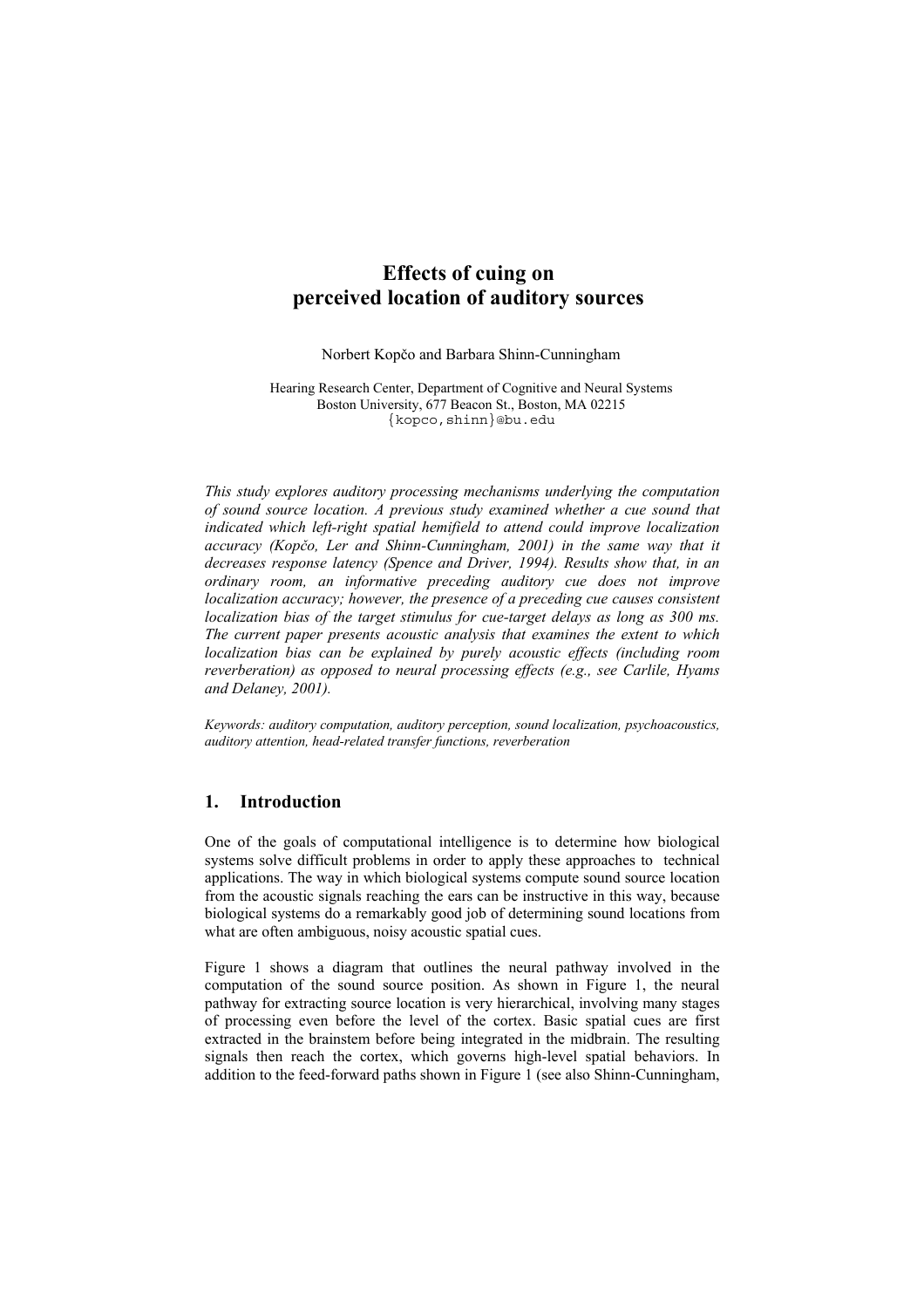# Effects of cuing on perceived location of auditory sources

Norbert Kopčo and Barbara Shinn-Cunningham

Hearing Research Center, Department of Cognitive and Neural Systems
Boston University, 677 Beacon St., Boston, MA 02215
{kopco,shinn}@bu.edu

*This study explores auditory processing mechanisms underlying the computation of sound source location. A previous study examined whether a cue sound that indicated which left-right spatial hemifield to attend could improve localization accuracy (Kopčo, Ler and Shinn-Cunningham, 2001) in the same way that it decreases response latency (Spence and Driver, 1994). Results show that, in an ordinary room, an informative preceding auditory cue does not improve localization accuracy; however, the presence of a preceding cue causes consistent localization bias of the target stimulus for cue-target delays as long as 300 ms. The current paper presents acoustic analysis that examines the extent to which localization bias can be explained by purely acoustic effects (including room reverberation) as opposed to neural processing effects (e.g., see Carlile, Hyams and Delaney, 2001).*

*Keywords: auditory computation, auditory perception, sound localization, psychoacoustics, auditory attention, head-related transfer functions, reverberation*

## 1. Introduction

One of the goals of computational intelligence is to determine how biological systems solve difficult problems in order to apply these approaches to technical applications. The way in which biological systems compute sound source location from the acoustic signals reaching the ears can be instructive in this way, because biological systems do a remarkably good job of determining sound locations from what are often ambiguous, noisy acoustic spatial cues.

Figure 1 shows a diagram that outlines the neural pathway involved in the computation of the sound source position. As shown in Figure 1, the neural pathway for extracting source location is very hierarchical, involving many stages of processing even before the level of the cortex. Basic spatial cues are first extracted in the brainstem before being integrated in the midbrain. The resulting signals then reach the cortex, which governs high-level spatial behaviors. In addition to the feed-forward paths shown in Figure 1 (see also Shinn-Cunningham,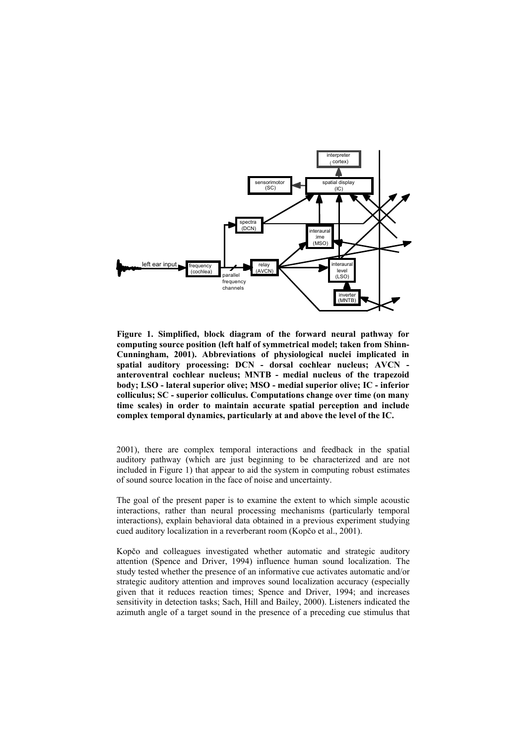**Figure 1. Simplified, block diagram of the forward neural pathway for computing source position (left half of symmetrical model; taken from Shinn-Cunningham, 2001). Abbreviations of physiological nuclei implicated in spatial auditory processing: DCN - dorsal cochlear nucleus; AVCN - anteroventral cochlear nucleus; MNTB - medial nucleus of the trapezoid body; LSO - lateral superior olive; MSO - medial superior olive; IC - inferior colliculus; SC - superior colliculus. Computations change over time (on many time scales) in order to maintain accurate spatial perception and include complex temporal dynamics, particularly at and above the level of the IC.**

2001), there are complex temporal interactions and feedback in the spatial auditory pathway (which are just beginning to be characterized and are not included in Figure 1) that appear to aid the system in computing robust estimates of sound source location in the face of noise and uncertainty.

The goal of the present paper is to examine the extent to which simple acoustic interactions, rather than neural processing mechanisms (particularly temporal interactions), explain behavioral data obtained in a previous experiment studying cued auditory localization in a reverberant room (Kopčo et al., 2001).

Kopčo and colleagues investigated whether automatic and strategic auditory attention (Spence and Driver, 1994) influence human sound localization. The study tested whether the presence of an informative cue activates automatic and/or strategic auditory attention and improves sound localization accuracy (especially given that it reduces reaction times; Spence and Driver, 1994; and increases sensitivity in detection tasks; Sach, Hill and Bailey, 2000). Listeners indicated the azimuth angle of a target sound in the presence of a preceding cue stimulus that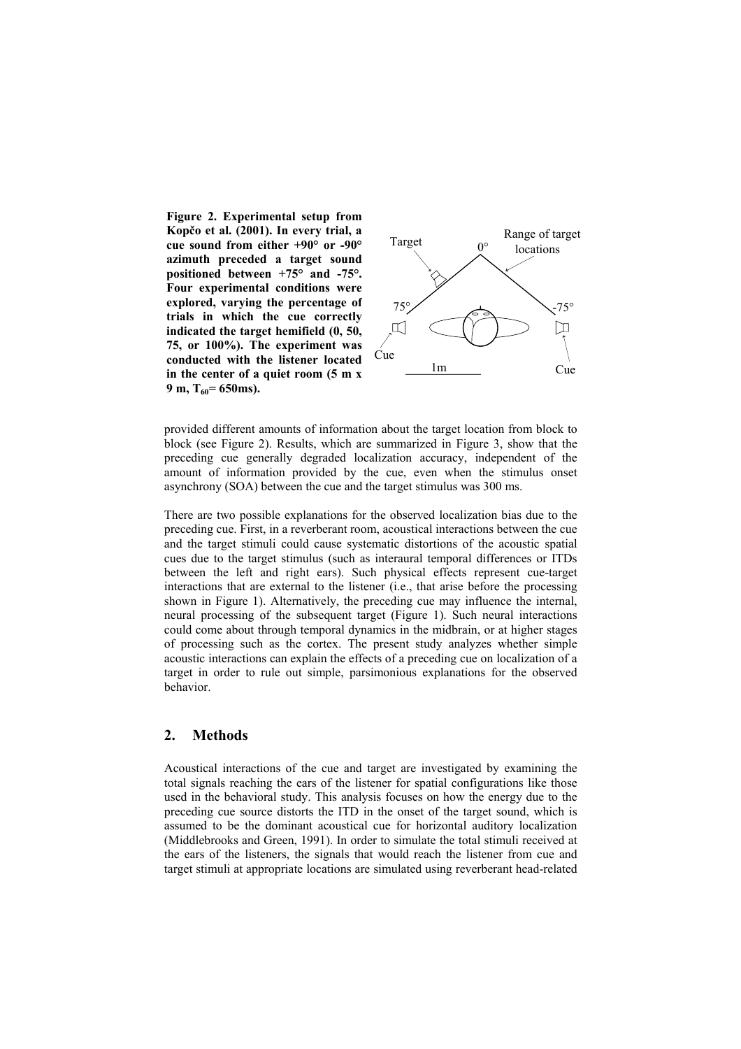**Figure 2. Experimental setup from Kopčo et al. (2001). In every trial, a cue sound from either +90° or -90° azimuth preceded a target sound positioned between +75° and -75°. Four experimental conditions were explored, varying the percentage of trials in which the cue correctly indicated the target hemifield (0, 50, 75, or 100%). The experiment was conducted with the listener located in the center of a quiet room (5 m x 9 m, $T_{60}$= 650ms).**

provided different amounts of information about the target location from block to block (see Figure 2). Results, which are summarized in Figure 3, show that the preceding cue generally degraded localization accuracy, independent of the amount of information provided by the cue, even when the stimulus onset asynchrony (SOA) between the cue and the target stimulus was 300 ms.

There are two possible explanations for the observed localization bias due to the preceding cue. First, in a reverberant room, acoustical interactions between the cue and the target stimuli could cause systematic distortions of the acoustic spatial cues due to the target stimulus (such as interaural temporal differences or ITDs between the left and right ears). Such physical effects represent cue-target interactions that are external to the listener (i.e., that arise before the processing shown in Figure 1). Alternatively, the preceding cue may influence the internal, neural processing of the subsequent target (Figure 1). Such neural interactions could come about through temporal dynamics in the midbrain, or at higher stages of processing such as the cortex. The present study analyzes whether simple acoustic interactions can explain the effects of a preceding cue on localization of a target in order to rule out simple, parsimonious explanations for the observed behavior.

## 2. Methods

Acoustical interactions of the cue and target are investigated by examining the total signals reaching the ears of the listener for spatial configurations like those used in the behavioral study. This analysis focuses on how the energy due to the preceding cue source distorts the ITD in the onset of the target sound, which is assumed to be the dominant acoustical cue for horizontal auditory localization (Middlebrooks and Green, 1991). In order to simulate the total stimuli received at the ears of the listeners, the signals that would reach the listener from cue and target stimuli at appropriate locations are simulated using reverberant head-related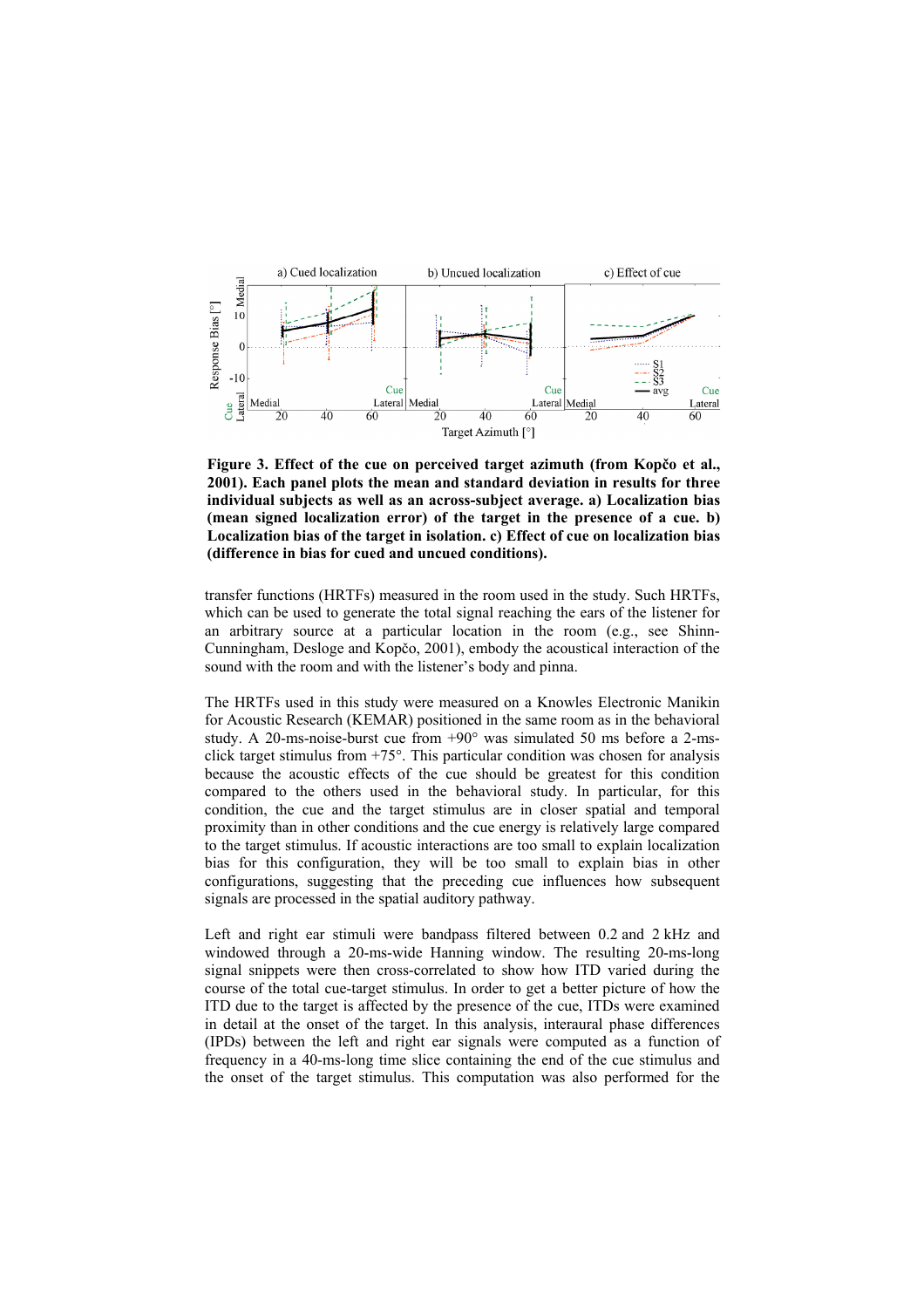**Figure 3. Effect of the cue on perceived target azimuth (from Kopčo et al., 2001). Each panel plots the mean and standard deviation in results for three individual subjects as well as an across-subject average. a) Localization bias (mean signed localization error) of the target in the presence of a cue. b) Localization bias of the target in isolation. c) Effect of cue on localization bias (difference in bias for cued and uncued conditions).**

transfer functions (HRTFs) measured in the room used in the study. Such HRTFs, which can be used to generate the total signal reaching the ears of the listener for an arbitrary source at a particular location in the room (e.g., see Shinn-Cunningham, Desloge and Kopčo, 2001), embody the acoustical interaction of the sound with the room and with the listener's body and pinna.

The HRTFs used in this study were measured on a Knowles Electronic Manikin for Acoustic Research (KEMAR) positioned in the same room as in the behavioral study. A 20-ms-noise-burst cue from +90° was simulated 50 ms before a 2-ms-click target stimulus from +75°. This particular condition was chosen for analysis because the acoustic effects of the cue should be greatest for this condition compared to the others used in the behavioral study. In particular, for this condition, the cue and the target stimulus are in closer spatial and temporal proximity than in other conditions and the cue energy is relatively large compared to the target stimulus. If acoustic interactions are too small to explain localization bias for this configuration, they will be too small to explain bias in other configurations, suggesting that the preceding cue influences how subsequent signals are processed in the spatial auditory pathway.

Left and right ear stimuli were bandpass filtered between 0.2 and 2 kHz and windowed through a 20-ms-wide Hanning window. The resulting 20-ms-long signal snippets were then cross-correlated to show how ITD varied during the course of the total cue-target stimulus. In order to get a better picture of how the ITD due to the target is affected by the presence of the cue, ITDs were examined in detail at the onset of the target. In this analysis, interaural phase differences (IPDs) between the left and right ear signals were computed as a function of frequency in a 40-ms-long time slice containing the end of the cue stimulus and the onset of the target stimulus. This computation was also performed for the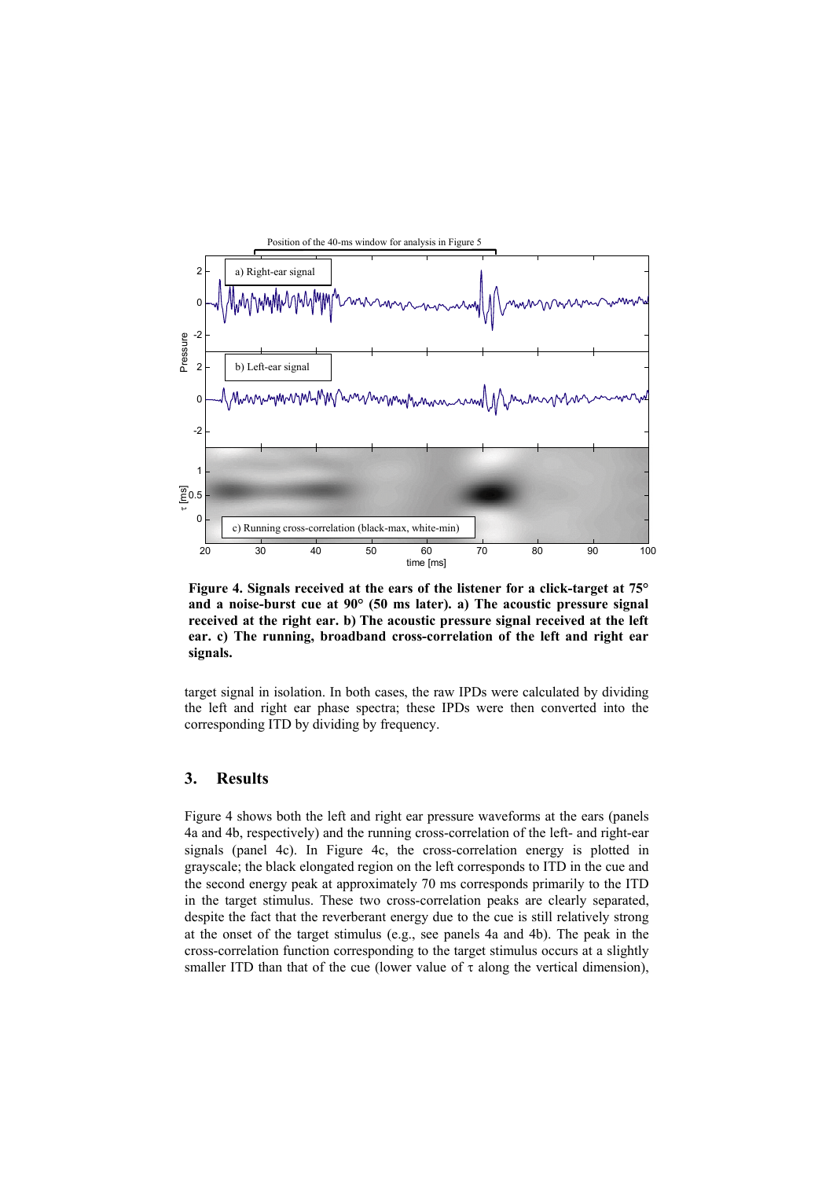**Figure 4. Signals received at the ears of the listener for a click-target at 75° and a noise-burst cue at 90° (50 ms later). a) The acoustic pressure signal received at the right ear. b) The acoustic pressure signal received at the left ear. c) The running, broadband cross-correlation of the left and right ear signals.**

target signal in isolation. In both cases, the raw IPDs were calculated by dividing the left and right ear phase spectra; these IPDs were then converted into the corresponding ITD by dividing by frequency.

## 3. Results

Figure 4 shows both the left and right ear pressure waveforms at the ears (panels 4a and 4b, respectively) and the running cross-correlation of the left- and right-ear signals (panel 4c). In Figure 4c, the cross-correlation energy is plotted in grayscale; the black elongated region on the left corresponds to ITD in the cue and the second energy peak at approximately 70 ms corresponds primarily to the ITD in the target stimulus. These two cross-correlation peaks are clearly separated, despite the fact that the reverberant energy due to the cue is still relatively strong at the onset of the target stimulus (e.g., see panels 4a and 4b). The peak in the cross-correlation function corresponding to the target stimulus occurs at a slightly smaller ITD than that of the cue (lower value of $\tau$ along the vertical dimension),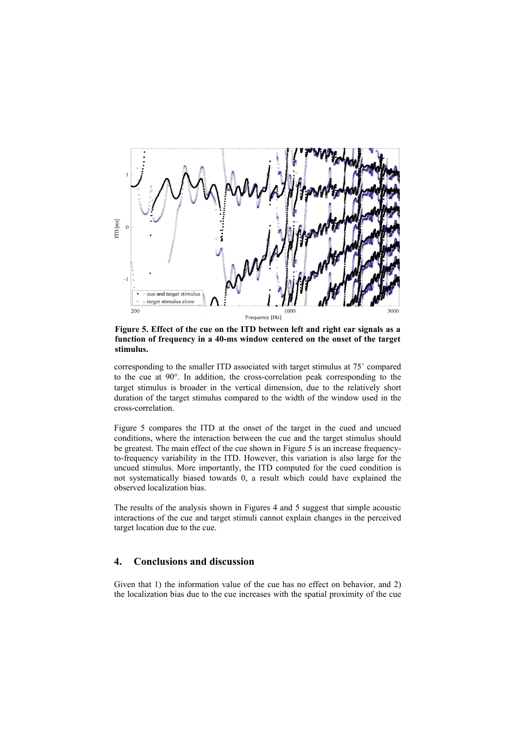**Figure 5. Effect of the cue on the ITD between left and right ear signals as a function of frequency in a 40-ms window centered on the onset of the target stimulus.**

corresponding to the smaller ITD associated with target stimulus at 75˚ compared to the cue at 90°. In addition, the cross-correlation peak corresponding to the target stimulus is broader in the vertical dimension, due to the relatively short duration of the target stimulus compared to the width of the window used in the cross-correlation.

Figure 5 compares the ITD at the onset of the target in the cued and uncued conditions, where the interaction between the cue and the target stimulus should be greatest. The main effect of the cue shown in Figure 5 is an increase frequency-to-frequency variability in the ITD. However, this variation is also large for the uncued stimulus. More importantly, the ITD computed for the cued condition is not systematically biased towards 0, a result which could have explained the observed localization bias.

The results of the analysis shown in Figures 4 and 5 suggest that simple acoustic interactions of the cue and target stimuli cannot explain changes in the perceived target location due to the cue.

## 4. Conclusions and discussion

Given that 1) the information value of the cue has no effect on behavior, and 2) the localization bias due to the cue increases with the spatial proximity of the cue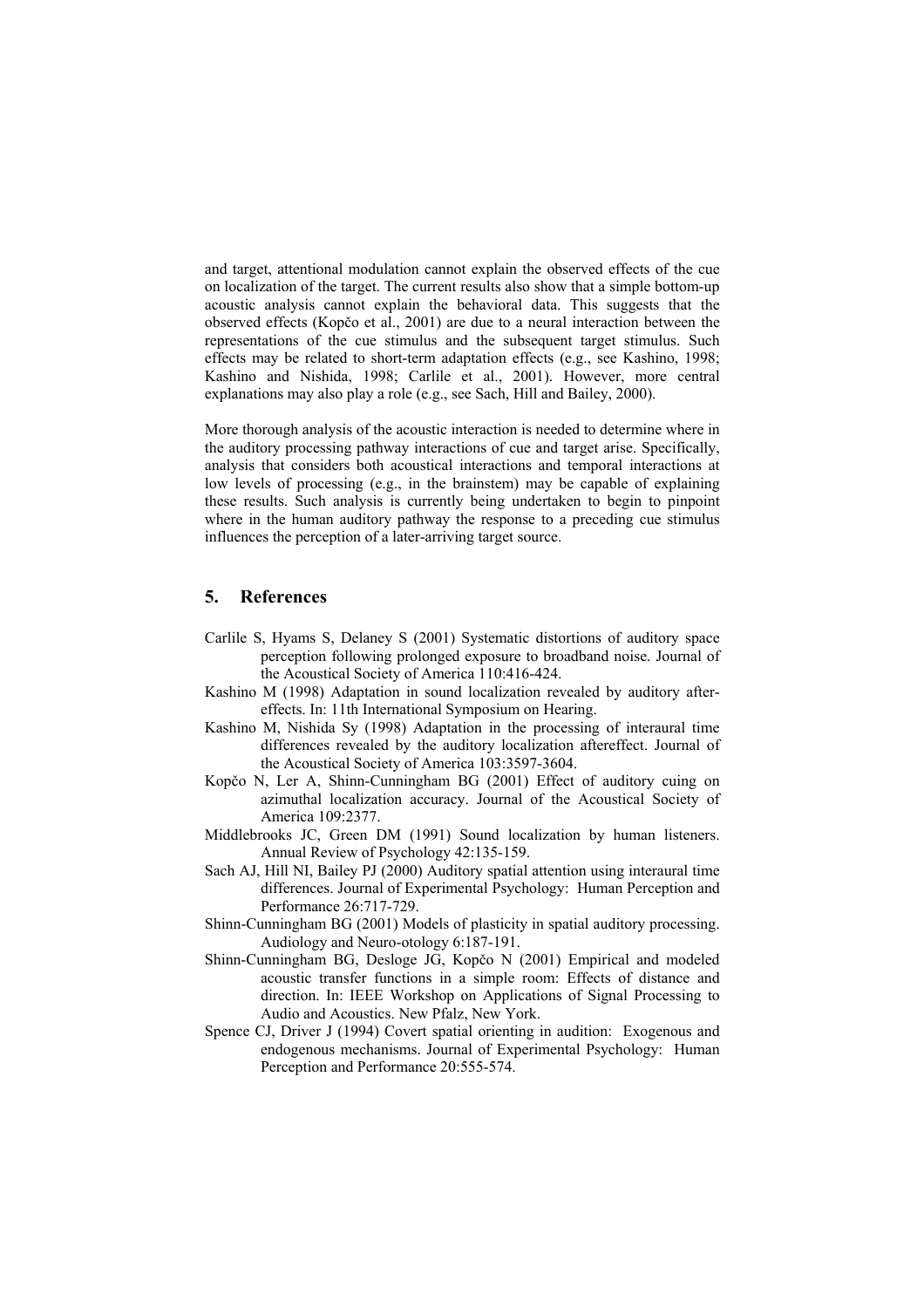and target, attentional modulation cannot explain the observed effects of the cue on localization of the target. The current results also show that a simple bottom-up acoustic analysis cannot explain the behavioral data. This suggests that the observed effects (Kopčo et al., 2001) are due to a neural interaction between the representations of the cue stimulus and the subsequent target stimulus. Such effects may be related to short-term adaptation effects (e.g., see Kashino, 1998; Kashino and Nishida, 1998; Carlile et al., 2001). However, more central explanations may also play a role (e.g., see Sach, Hill and Bailey, 2000).

More thorough analysis of the acoustic interaction is needed to determine where in the auditory processing pathway interactions of cue and target arise. Specifically, analysis that considers both acoustical interactions and temporal interactions at low levels of processing (e.g., in the brainstem) may be capable of explaining these results. Such analysis is currently being undertaken to begin to pinpoint where in the human auditory pathway the response to a preceding cue stimulus influences the perception of a later-arriving target source.

## 5. References

Carlile S, Hyams S, Delaney S (2001) Systematic distortions of auditory space perception following prolonged exposure to broadband noise. Journal of the Acoustical Society of America 110:416-424.

Kashino M (1998) Adaptation in sound localization revealed by auditory after-effects. In: 11th International Symposium on Hearing.

Kashino M, Nishida Sy (1998) Adaptation in the processing of interaural time differences revealed by the auditory localization aftereffect. Journal of the Acoustical Society of America 103:3597-3604.

Kopčo N, Ler A, Shinn-Cunningham BG (2001) Effect of auditory cuing on azimuthal localization accuracy. Journal of the Acoustical Society of America 109:2377.

Middlebrooks JC, Green DM (1991) Sound localization by human listeners. Annual Review of Psychology 42:135-159.

Sach AJ, Hill NI, Bailey PJ (2000) Auditory spatial attention using interaural time differences. Journal of Experimental Psychology: Human Perception and Performance 26:717-729.

Shinn-Cunningham BG (2001) Models of plasticity in spatial auditory processing. Audiology and Neuro-otology 6:187-191.

Shinn-Cunningham BG, Desloge JG, Kopčo N (2001) Empirical and modeled acoustic transfer functions in a simple room: Effects of distance and direction. In: IEEE Workshop on Applications of Signal Processing to Audio and Acoustics. New Pfalz, New York.

Spence CJ, Driver J (1994) Covert spatial orienting in audition: Exogenous and endogenous mechanisms. Journal of Experimental Psychology: Human Perception and Performance 20:555-574.